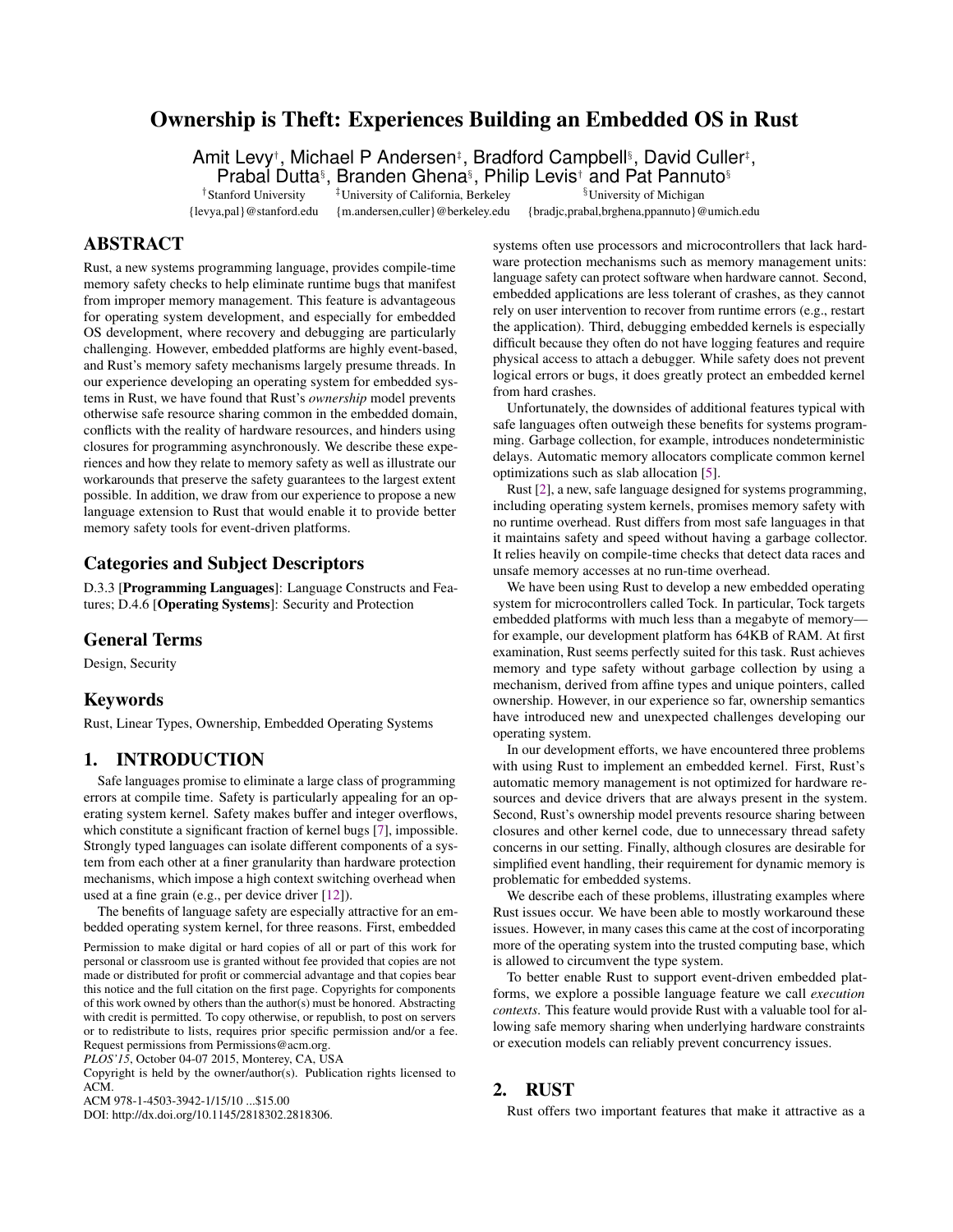# Ownership is Theft: Experiences Building an Embedded OS in Rust

Amit Levy[†], Michael P Andersen[‡], Bradford Campbell[§], David Culler[‡], Prabal Dutta[§], Branden Ghena[§], Philip Levis[†] and Pat Pannuto[§]

[†]Stanford University {levya,pal}@stanford.edu
[‡]University of California, Berkeley {m.andersen,culler}@berkeley.edu
[§]University of Michigan {bradjc,prabal,brghena,ppannuto}@umich.edu

## ABSTRACT

Rust, a new systems programming language, provides compile-time memory safety checks to help eliminate runtime bugs that manifest from improper memory management. This feature is advantageous for operating system development, and especially for embedded OS development, where recovery and debugging are particularly challenging. However, embedded platforms are highly event-based, and Rust's memory safety mechanisms largely presume threads. In our experience developing an operating system for embedded systems in Rust, we have found that Rust's *ownership* model prevents otherwise safe resource sharing common in the embedded domain, conflicts with the reality of hardware resources, and hinders using closures for programming asynchronously. We describe these experiences and how they relate to memory safety as well as illustrate our workarounds that preserve the safety guarantees to the largest extent possible. In addition, we draw from our experience to propose a new language extension to Rust that would enable it to provide better memory safety tools for event-driven platforms.

## Categories and Subject Descriptors

D.3.3 [**Programming Languages**]: Language Constructs and Features; D.4.6 [**Operating Systems**]: Security and Protection

## General Terms

Design, Security

## Keywords

Rust, Linear Types, Ownership, Embedded Operating Systems

## 1. INTRODUCTION

Safe languages promise to eliminate a large class of programming errors at compile time. Safety is particularly appealing for an operating system kernel. Safety makes buffer and integer overflows, which constitute a significant fraction of kernel bugs [7], impossible. Strongly typed languages can isolate different components of a system from each other at a finer granularity than hardware protection mechanisms, which impose a high context switching overhead when used at a fine grain (e.g., per device driver [12]).

The benefits of language safety are especially attractive for an embedded operating system kernel, for three reasons. First, embedded systems often use processors and microcontrollers that lack hardware protection mechanisms such as memory management units: language safety can protect software when hardware cannot. Second, embedded applications are less tolerant of crashes, as they cannot rely on user intervention to recover from runtime errors (e.g., restart the application). Third, debugging embedded kernels is especially difficult because they often do not have logging features and require physical access to attach a debugger. While safety does not prevent logical errors or bugs, it does greatly protect an embedded kernel from hard crashes.

Unfortunately, the downsides of additional features typical with safe languages often outweigh these benefits for systems programming. Garbage collection, for example, introduces nondeterministic delays. Automatic memory allocators complicate common kernel optimizations such as slab allocation [5].

Rust [2], a new, safe language designed for systems programming, including operating system kernels, promises memory safety with no runtime overhead. Rust differs from most safe languages in that it maintains safety and speed without having a garbage collector. It relies heavily on compile-time checks that detect data races and unsafe memory accesses at no run-time overhead.

We have been using Rust to develop a new embedded operating system for microcontrollers called Tock. In particular, Tock targets embedded platforms with much less than a megabyte of memory—for example, our development platform has 64KB of RAM. At first examination, Rust seems perfectly suited for this task. Rust achieves memory and type safety without garbage collection by using a mechanism, derived from affine types and unique pointers, called ownership. However, in our experience so far, ownership semantics have introduced new and unexpected challenges developing our operating system.

In our development efforts, we have encountered three problems with using Rust to implement an embedded kernel. First, Rust's automatic memory management is not optimized for hardware resources and device drivers that are always present in the system. Second, Rust's ownership model prevents resource sharing between closures and other kernel code, due to unnecessary thread safety concerns in our setting. Finally, although closures are desirable for simplified event handling, their requirement for dynamic memory is problematic for embedded systems.

We describe each of these problems, illustrating examples where Rust issues occur. We have been able to mostly workaround these issues. However, in many cases this came at the cost of incorporating more of the operating system into the trusted computing base, which is allowed to circumvent the type system.

To better enable Rust to support event-driven embedded platforms, we explore a possible language feature we call *execution contexts*. This feature would provide Rust with a valuable tool for allowing safe memory sharing when underlying hardware constraints or execution models can reliably prevent concurrency issues.

## 2. RUST

Rust offers two important features that make it attractive as a

Permission to make digital or hard copies of all or part of this work for personal or classroom use is granted without fee provided that copies are not made or distributed for profit or commercial advantage and that copies bear this notice and the full citation on the first page. Copyrights for components of this work owned by others than the author(s) must be honored. Abstracting with credit is permitted. To copy otherwise, or republish, to post on servers or to redistribute to lists, requires prior specific permission and/or a fee. Request permissions from Permissions@acm.org.
*PLOS'15*, October 04-07 2015, Monterey, CA, USA
Copyright is held by the owner/author(s). Publication rights licensed to ACM.
ACM 978-1-4503-3942-1/15/10 ...$15.00
DOI: http://dx.doi.org/10.1145/2818302.2818306.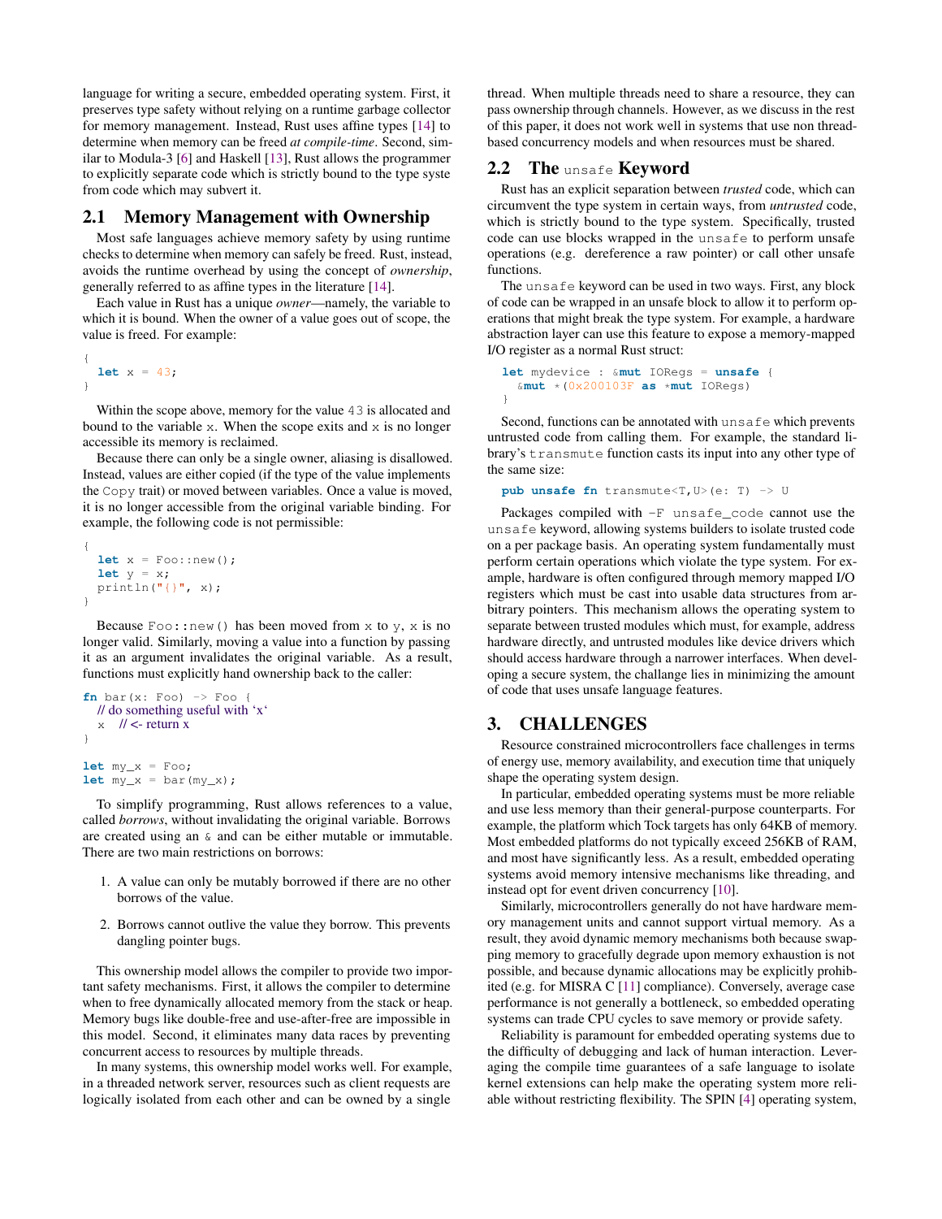language for writing a secure, embedded operating system. First, it preserves type safety without relying on a runtime garbage collector for memory management. Instead, Rust uses affine types [14] to determine when memory can be freed *at compile-time*. Second, similar to Modula-3 [6] and Haskell [13], Rust allows the programmer to explicitly separate code which is strictly bound to the type syste from code which may subvert it.

## 2.1 Memory Management with Ownership

Most safe languages achieve memory safety by using runtime checks to determine when memory can safely be freed. Rust, instead, avoids the runtime overhead by using the concept of *ownership*, generally referred to as affine types in the literature [14].

Each value in Rust has a unique *owner*—namely, the variable to which it is bound. When the owner of a value goes out of scope, the value is freed. For example:

```
{
  let x = 43;
}
```

Within the scope above, memory for the value 43 is allocated and bound to the variable x. When the scope exits and x is no longer accessible its memory is reclaimed.

Because there can only be a single owner, aliasing is disallowed. Instead, values are either copied (if the type of the value implements the Copy trait) or moved between variables. Once a value is moved, it is no longer accessible from the original variable binding. For example, the following code is not permissible:

```
{
  let x = Foo::new();
  let y = x;
  println("{}", x);
}
```

Because Foo::new() has been moved from x to y, x is no longer valid. Similarly, moving a value into a function by passing it as an argument invalidates the original variable. As a result, functions must explicitly hand ownership back to the caller:

```
fn bar(x: Foo) -> Foo {
  // do something useful with 'x'
  x   // <- return x
}

let my_x = Foo;
let my_x = bar(my_x);
```

To simplify programming, Rust allows references to a value, called *borrows*, without invalidating the original variable. Borrows are created using an & and can be either mutable or immutable. There are two main restrictions on borrows:

1. A value can only be mutably borrowed if there are no other borrows of the value.
2. Borrows cannot outlive the value they borrow. This prevents dangling pointer bugs.

This ownership model allows the compiler to provide two important safety mechanisms. First, it allows the compiler to determine when to free dynamically allocated memory from the stack or heap. Memory bugs like double-free and use-after-free are impossible in this model. Second, it eliminates many data races by preventing concurrent access to resources by multiple threads.

In many systems, this ownership model works well. For example, in a threaded network server, resources such as client requests are logically isolated from each other and can be owned by a single thread. When multiple threads need to share a resource, they can pass ownership through channels. However, as we discuss in the rest of this paper, it does not work well in systems that use non thread-based concurrency models and when resources must be shared.

## 2.2 The unsafe Keyword

Rust has an explicit separation between *trusted* code, which can circumvent the type system in certain ways, from *untrusted* code, which is strictly bound to the type system. Specifically, trusted code can use blocks wrapped in the unsafe to perform unsafe operations (e.g. dereference a raw pointer) or call other unsafe functions.

The unsafe keyword can be used in two ways. First, any block of code can be wrapped in an unsafe block to allow it to perform operations that might break the type system. For example, a hardware abstraction layer can use this feature to expose a memory-mapped I/O register as a normal Rust struct:

```
let mydevice : &mut IORegs = unsafe {
  &mut *(0x200103F as *mut IORegs)
}
```

Second, functions can be annotated with unsafe which prevents untrusted code from calling them. For example, the standard library's transmute function casts its input into any other type of the same size:

```
pub unsafe fn transmute<T,U>(e: T) -> U
```

Packages compiled with -F unsafe_code cannot use the unsafe keyword, allowing systems builders to isolate trusted code on a per package basis. An operating system fundamentally must perform certain operations which violate the type system. For example, hardware is often configured through memory mapped I/O registers which must be cast into usable data structures from arbitrary pointers. This mechanism allows the operating system to separate between trusted modules which must, for example, address hardware directly, and untrusted modules like device drivers which should access hardware through a narrower interfaces. When developing a secure system, the challange lies in minimizing the amount of code that uses unsafe language features.

# 3. CHALLENGES

Resource constrained microcontrollers face challenges in terms of energy use, memory availability, and execution time that uniquely shape the operating system design.

In particular, embedded operating systems must be more reliable and use less memory than their general-purpose counterparts. For example, the platform which Tock targets has only 64KB of memory. Most embedded platforms do not typically exceed 256KB of RAM, and most have significantly less. As a result, embedded operating systems avoid memory intensive mechanisms like threading, and instead opt for event driven concurrency [10].

Similarly, microcontrollers generally do not have hardware memory management units and cannot support virtual memory. As a result, they avoid dynamic memory mechanisms both because swapping memory to gracefully degrade upon memory exhaustion is not possible, and because dynamic allocations may be explicitly prohibited (e.g. for MISRA C [11] compliance). Conversely, average case performance is not generally a bottleneck, so embedded operating systems can trade CPU cycles to save memory or provide safety.

Reliability is paramount for embedded operating systems due to the difficulty of debugging and lack of human interaction. Leveraging the compile time guarantees of a safe language to isolate kernel extensions can help make the operating system more reliable without restricting flexibility. The SPIN [4] operating system,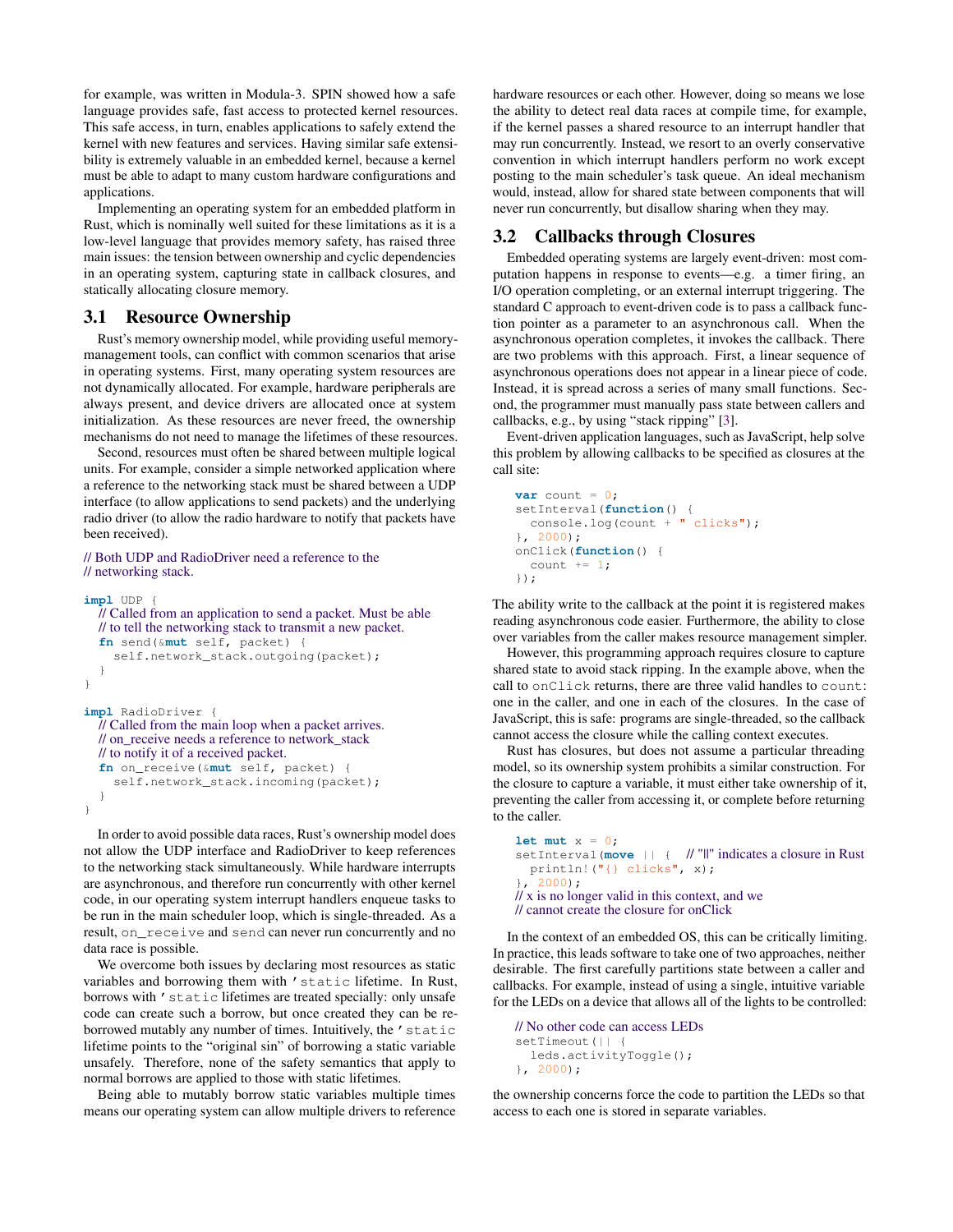for example, was written in Modula-3. SPIN showed how a safe language provides safe, fast access to protected kernel resources. This safe access, in turn, enables applications to safely extend the kernel with new features and services. Having similar safe extensibility is extremely valuable in an embedded kernel, because a kernel must be able to adapt to many custom hardware configurations and applications.

Implementing an operating system for an embedded platform in Rust, which is nominally well suited for these limitations as it is a low-level language that provides memory safety, has raised three main issues: the tension between ownership and cyclic dependencies in an operating system, capturing state in callback closures, and statically allocating closure memory.

## 3.1 Resource Ownership

Rust's memory ownership model, while providing useful memory-management tools, can conflict with common scenarios that arise in operating systems. First, many operating system resources are not dynamically allocated. For example, hardware peripherals are always present, and device drivers are allocated once at system initialization. As these resources are never freed, the ownership mechanisms do not need to manage the lifetimes of these resources.

Second, resources must often be shared between multiple logical units. For example, consider a simple networked application where a reference to the networking stack must be shared between a UDP interface (to allow applications to send packets) and the underlying radio driver (to allow the radio hardware to notify that packets have been received).

```
// Both UDP and RadioDriver need a reference to the
// networking stack.

impl UDP {
  // Called from an application to send a packet. Must be able
  // to tell the networking stack to transmit a new packet.
  fn send(&mut self, packet) {
    self.network_stack.outgoing(packet);
  }
}

impl RadioDriver {
  // Called from the main loop when a packet arrives.
  // on_receive needs a reference to network_stack
  // to notify it of a received packet.
  fn on_receive(&mut self, packet) {
    self.network_stack.incoming(packet);
  }
}
```

In order to avoid possible data races, Rust's ownership model does not allow the UDP interface and RadioDriver to keep references to the networking stack simultaneously. While hardware interrupts are asynchronous, and therefore run concurrently with other kernel code, in our operating system interrupt handlers enqueue tasks to be run in the main scheduler loop, which is single-threaded. As a result, `on_receive` and `send` can never run concurrently and no data race is possible.

We overcome both issues by declaring most resources as static variables and borrowing them with `'static` lifetime. In Rust, borrows with `'static` lifetimes are treated specially: only unsafe code can create such a borrow, but once created they can be re-borrowed mutably any number of times. Intuitively, the `'static` lifetime points to the "original sin" of borrowing a static variable unsafely. Therefore, none of the safety semantics that apply to normal borrows are applied to those with static lifetimes.

Being able to mutably borrow static variables multiple times means our operating system can allow multiple drivers to reference hardware resources or each other. However, doing so means we lose the ability to detect real data races at compile time, for example, if the kernel passes a shared resource to an interrupt handler that may run concurrently. Instead, we resort to an overly conservative convention in which interrupt handlers perform no work except posting to the main scheduler's task queue. An ideal mechanism would, instead, allow for shared state between components that will never run concurrently, but disallow sharing when they may.

## 3.2 Callbacks through Closures

Embedded operating systems are largely event-driven: most computation happens in response to events—e.g. a timer firing, an I/O operation completing, or an external interrupt triggering. The standard C approach to event-driven code is to pass a callback function pointer as a parameter to an asynchronous call. When the asynchronous operation completes, it invokes the callback. There are two problems with this approach. First, a linear sequence of asynchronous operations does not appear in a linear piece of code. Instead, it is spread across a series of many small functions. Second, the programmer must manually pass state between callers and callbacks, e.g., by using "stack ripping" [3].

Event-driven application languages, such as JavaScript, help solve this problem by allowing callbacks to be specified as closures at the call site:

```
var count = 0;
setInterval(function() {
  console.log(count + " clicks");
}, 2000);
onClick(function() {
  count += 1;
});
```

The ability write to the callback at the point it is registered makes reading asynchronous code easier. Furthermore, the ability to close over variables from the caller makes resource management simpler.

However, this programming approach requires closure to capture shared state to avoid stack ripping. In the example above, when the call to `onClick` returns, there are three valid handles to `count`: one in the caller, and one in each of the closures. In the case of JavaScript, this is safe: programs are single-threaded, so the callback cannot access the closure while the calling context executes.

Rust has closures, but does not assume a particular threading model, so its ownership system prohibits a similar construction. For the closure to capture a variable, it must either take ownership of it, preventing the caller from accessing it, or complete before returning to the caller.

```
let mut x = 0;
setInterval(move || {   // "||" indicates a closure in Rust
  println!("{} clicks", x);
}, 2000);
// x is no longer valid in this context, and we
// cannot create the closure for onClick
```

In the context of an embedded OS, this can be critically limiting. In practice, this leads software to take one of two approaches, neither desirable. The first carefully partitions state between a caller and callbacks. For example, instead of using a single, intuitive variable for the LEDs on a device that allows all of the lights to be controlled:

```
// No other code can access LEDs
setTimeout(|| {
  leds.activityToggle();
}, 2000);
```

the ownership concerns force the code to partition the LEDs so that access to each one is stored in separate variables.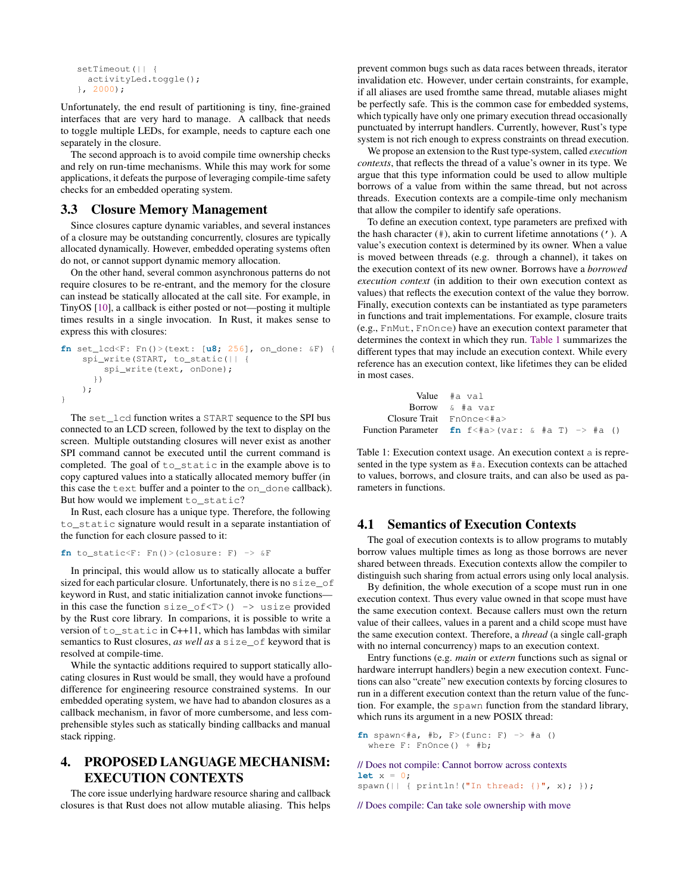```
setTimeout(|| {
  activityLed.toggle();
}, 2000);
```

Unfortunately, the end result of partitioning is tiny, fine-grained interfaces that are very hard to manage. A callback that needs to toggle multiple LEDs, for example, needs to capture each one separately in the closure.

The second approach is to avoid compile time ownership checks and rely on run-time mechanisms. While this may work for some applications, it defeats the purpose of leveraging compile-time safety checks for an embedded operating system.

## 3.3 Closure Memory Management

Since closures capture dynamic variables, and several instances of a closure may be outstanding concurrently, closures are typically allocated dynamically. However, embedded operating systems often do not, or cannot support dynamic memory allocation.

On the other hand, several common asynchronous patterns do not require closures to be re-entrant, and the memory for the closure can instead be statically allocated at the call site. For example, in TinyOS [10], a callback is either posted or not—posting it multiple times results in a single invocation. In Rust, it makes sense to express this with closures:

```
fn set_lcd<F: Fn()>(text: [u8; 256], on_done: &F) {
    spi_write(START, to_static(|| {
        spi_write(text, onDone);
      })
    );
}
```

The `set_lcd` function writes a `START` sequence to the SPI bus connected to an LCD screen, followed by the text to display on the screen. Multiple outstanding closures will never exist as another SPI command cannot be executed until the current command is completed. The goal of `to_static` in the example above is to copy captured values into a statically allocated memory buffer (in this case the `text` buffer and a pointer to the `on_done` callback). But how would we implement `to_static`?

In Rust, each closure has a unique type. Therefore, the following `to_static` signature would result in a separate instantiation of the function for each closure passed to it:

```
fn to_static<F: Fn()>(closure: F) -> &F
```

In principal, this would allow us to statically allocate a buffer sized for each particular closure. Unfortunately, there is no `size_of` keyword in Rust, and static initialization cannot invoke functions—in this case the function `size_of<T>() -> usize` provided by the Rust core library. In comparions, it is possible to write a version of `to_static` in C++11, which has lambdas with similar semantics to Rust closures, *as well as* a `size_of` keyword that is resolved at compile-time.

While the syntactic additions required to support statically allocating closures in Rust would be small, they would have a profound difference for engineering resource constrained systems. In our embedded operating system, we have had to abandon closures as a callback mechanism, in favor of more cumbersome, and less comprehensible styles such as statically binding callbacks and manual stack ripping.

# 4. PROPOSED LANGUAGE MECHANISM: EXECUTION CONTEXTS

The core issue underlying hardware resource sharing and callback closures is that Rust does not allow mutable aliasing. This helps prevent common bugs such as data races between threads, iterator invalidation etc. However, under certain constraints, for example, if all aliases are used fromthe same thread, mutable aliases might be perfectly safe. This is the common case for embedded systems, which typically have only one primary execution thread occasionally punctuated by interrupt handlers. Currently, however, Rust's type system is not rich enough to express constraints on thread execution.

We propose an extension to the Rust type-system, called *execution contexts*, that reflects the thread of a value's owner in its type. We argue that this type information could be used to allow multiple borrows of a value from within the same thread, but not across threads. Execution contexts are a compile-time only mechanism that allow the compiler to identify safe operations.

To define an execution context, type parameters are prefixed with the hash character (`#`), akin to current lifetime annotations (`'`). A value's execution context is determined by its owner. When a value is moved between threads (e.g. through a channel), it takes on the execution context of its new owner. Borrows have a *borrowed execution context* (in addition to their own execution context as values) that reflects the execution context of the value they borrow. Finally, execution contexts can be instantiated as type parameters in functions and trait implementations. For example, closure traits (e.g., `FnMut`, `FnOnce`) have an execution context parameter that determines the context in which they run. Table 1 summarizes the different types that may include an execution context. While every reference has an execution context, like lifetimes they can be elided in most cases.

| | |
|---|---|
| Value | `#a val` |
| Borrow | `& #a var` |
| Closure Trait | `FnOnce<#a>` |
| Function Parameter | `fn f<#a>(var: & #a T) -> #a ()` |

Table 1: Execution context usage. An execution context `a` is represented in the type system as `#a`. Execution contexts can be attached to values, borrows, and closure traits, and can also be used as parameters in functions.

## 4.1 Semantics of Execution Contexts

The goal of execution contexts is to allow programs to mutably borrow values multiple times as long as those borrows are never shared between threads. Execution contexts allow the compiler to distinguish such sharing from actual errors using only local analysis.

By definition, the whole execution of a scope must run in one execution context. Thus every value owned in that scope must have the same execution context. Because callers must own the return value of their callees, values in a parent and a child scope must have the same execution context. Therefore, a *thread* (a single call-graph with no internal concurrency) maps to an execution context.

Entry functions (e.g. *main* or *extern* functions such as signal or hardware interrupt handlers) begin a new execution context. Functions can also "create" new execution contexts by forcing closures to run in a different execution context than the return value of the function. For example, the `spawn` function from the standard library, which runs its argument in a new POSIX thread:

```
fn spawn<#a, #b, F>(func: F) -> #a ()
  where F: FnOnce() + #b;
```

```
// Does not compile: Cannot borrow across contexts
let x = 0;
spawn(|| { println!("In thread: {}", x); });
```

```
// Does compile: Can take sole ownership with move
```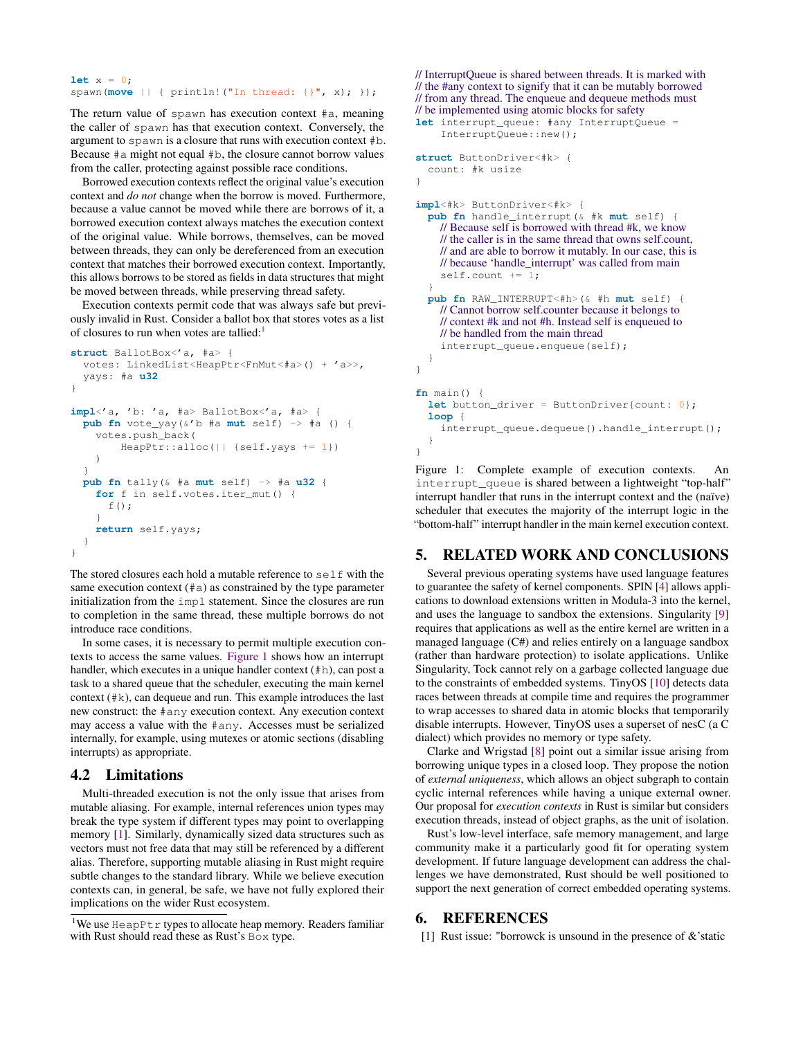```
let x = 0;
spawn(move || { println!("In thread: {}", x); });
```

The return value of `spawn` has execution context `#a`, meaning the caller of `spawn` has that execution context. Conversely, the argument to `spawn` is a closure that runs with execution context `#b`. Because `#a` might not equal `#b`, the closure cannot borrow values from the caller, protecting against possible race conditions.

Borrowed execution contexts reflect the original value's execution context and *do not* change when the borrow is moved. Furthermore, because a value cannot be moved while there are borrows of it, a borrowed execution context always matches the execution context of the original value. While borrows, themselves, can be moved between threads, they can only be dereferenced from an execution context that matches their borrowed execution context. Importantly, this allows borrows to be stored as fields in data structures that might be moved between threads, while preserving thread safety.

Execution contexts permit code that was always safe but previously invalid in Rust. Consider a ballot box that stores votes as a list of closures to run when votes are tallied:[1]

```
struct BallotBox<'a, #a> {
  votes: LinkedList<HeapPtr<FnMut<#a>() + 'a>>,
  yays: #a u32
}

impl<'a, 'b: 'a, #a> BallotBox<'a, #a> {
  pub fn vote_yay(&'b #a mut self) -> #a () {
    votes.push_back(
        HeapPtr::alloc(|| {self.yays += 1})
    )
  }
  pub fn tally(& #a mut self) -> #a u32 {
    for f in self.votes.iter_mut() {
      f();
    }
    return self.yays;
  }
}
```

The stored closures each hold a mutable reference to `self` with the same execution context (`#a`) as constrained by the type parameter initialization from the `impl` statement. Since the closures are run to completion in the same thread, these multiple borrows do not introduce race conditions.

In some cases, it is necessary to permit multiple execution contexts to access the same values. Figure 1 shows how an interrupt handler, which executes in a unique handler context (`#h`), can post a task to a shared queue that the scheduler, executing the main kernel context (`#k`), can dequeue and run. This example introduces the last new construct: the `#any` execution context. Any execution context may access a value with the `#any`. Accesses must be serialized internally, for example, using mutexes or atomic sections (disabling interrupts) as appropriate.

## 4.2 Limitations

Multi-threaded execution is not the only issue that arises from mutable aliasing. For example, internal references union types may break the type system if different types may point to overlapping memory [1]. Similarly, dynamically sized data structures such as vectors must not free data that may still be referenced by a different alias. Therefore, supporting mutable aliasing in Rust might require subtle changes to the standard library. While we believe execution contexts can, in general, be safe, we have not fully explored their implications on the wider Rust ecosystem.

[1]We use `HeapPtr` types to allocate heap memory. Readers familiar with Rust should read these as Rust's `Box` type.

```
// InterruptQueue is shared between threads. It is marked with
// the #any context to signify that it can be mutably borrowed
// from any thread. The enqueue and dequeue methods must
// be implemented using atomic blocks for safety
let interrupt_queue: #any InterruptQueue =
    InterruptQueue::new();

struct ButtonDriver<#k> {
  count: #k usize
}

impl<#k> ButtonDriver<#k> {
  pub fn handle_interrupt(& #k mut self) {
    // Because self is borrowed with thread #k, we know
    // the caller is in the same thread that owns self.count,
    // and are able to borrow it mutably. In our case, this is
    // because 'handle_interrupt' was called from main
    self.count += 1;
  }
  pub fn RAW_INTERRUPT<#h>(& #h mut self) {
    // Cannot borrow self.counter because it belongs to
    // context #k and not #h. Instead self is enqueued to
    // be handled from the main thread
    interrupt_queue.enqueue(self);
  }
}

fn main() {
  let button_driver = ButtonDriver{count: 0};
  loop {
    interrupt_queue.dequeue().handle_interrupt();
  }
}
```

Figure 1: Complete example of execution contexts. An `interrupt_queue` is shared between a lightweight "top-half" interrupt handler that runs in the interrupt context and the (naïve) scheduler that executes the majority of the interrupt logic in the "bottom-half" interrupt handler in the main kernel execution context.

# 5. RELATED WORK AND CONCLUSIONS

Several previous operating systems have used language features to guarantee the safety of kernel components. SPIN [4] allows applications to download extensions written in Modula-3 into the kernel, and uses the language to sandbox the extensions. Singularity [9] requires that applications as well as the entire kernel are written in a managed language (C#) and relies entirely on a language sandbox (rather than hardware protection) to isolate applications. Unlike Singularity, Tock cannot rely on a garbage collected language due to the constraints of embedded systems. TinyOS [10] detects data races between threads at compile time and requires the programmer to wrap accesses to shared data in atomic blocks that temporarily disable interrupts. However, TinyOS uses a superset of nesC (a C dialect) which provides no memory or type safety.

Clarke and Wrigstad [8] point out a similar issue arising from borrowing unique types in a closed loop. They propose the notion of *external uniqueness*, which allows an object subgraph to contain cyclic internal references while having a unique external owner. Our proposal for *execution contexts* in Rust is similar but considers execution threads, instead of object graphs, as the unit of isolation.

Rust's low-level interface, safe memory management, and large community make it a particularly good fit for operating system development. If future language development can address the challenges we have demonstrated, Rust should be well positioned to support the next generation of correct embedded operating systems.

# 6. REFERENCES

[1] Rust issue: "borrowck is unsound in the presence of &'static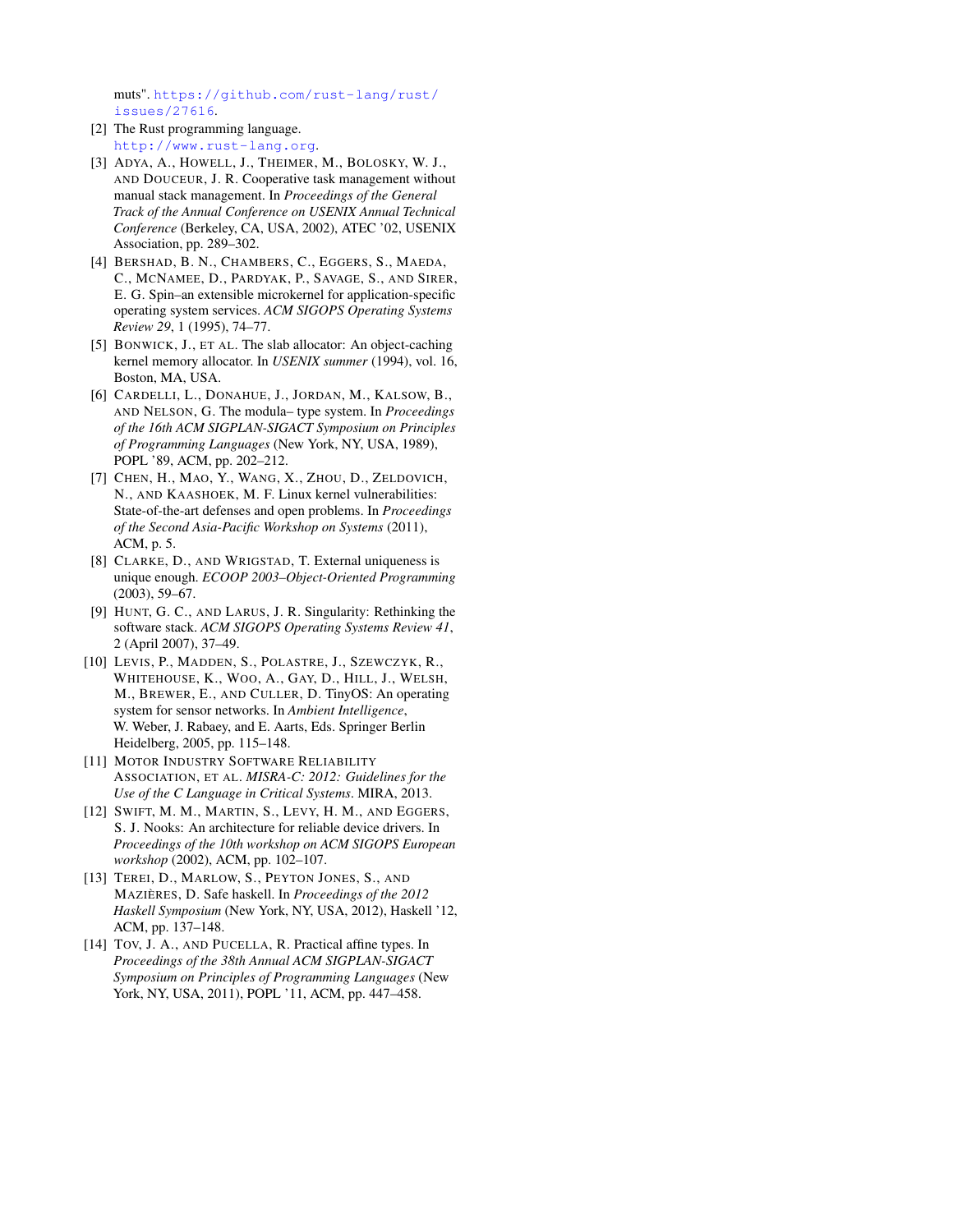muts". https://github.com/rust-lang/rust/issues/27616.

[2] The Rust programming language. http://www.rust-lang.org.

[3] Adya, A., Howell, J., Theimer, M., Bolosky, W. J., and Douceur, J. R. Cooperative task management without manual stack management. In *Proceedings of the General Track of the Annual Conference on USENIX Annual Technical Conference* (Berkeley, CA, USA, 2002), ATEC '02, USENIX Association, pp. 289–302.

[4] Bershad, B. N., Chambers, C., Eggers, S., Maeda, C., McNamee, D., Pardyak, P., Savage, S., and Sirer, E. G. Spin–an extensible microkernel for application-specific operating system services. *ACM SIGOPS Operating Systems Review 29*, 1 (1995), 74–77.

[5] Bonwick, J., et al. The slab allocator: An object-caching kernel memory allocator. In *USENIX summer* (1994), vol. 16, Boston, MA, USA.

[6] Cardelli, L., Donahue, J., Jordan, M., Kalsow, B., and Nelson, G. The modula– type system. In *Proceedings of the 16th ACM SIGPLAN-SIGACT Symposium on Principles of Programming Languages* (New York, NY, USA, 1989), POPL '89, ACM, pp. 202–212.

[7] Chen, H., Mao, Y., Wang, X., Zhou, D., Zeldovich, N., and Kaashoek, M. F. Linux kernel vulnerabilities: State-of-the-art defenses and open problems. In *Proceedings of the Second Asia-Pacific Workshop on Systems* (2011), ACM, p. 5.

[8] Clarke, D., and Wrigstad, T. External uniqueness is unique enough. *ECOOP 2003–Object-Oriented Programming* (2003), 59–67.

[9] Hunt, G. C., and Larus, J. R. Singularity: Rethinking the software stack. *ACM SIGOPS Operating Systems Review 41*, 2 (April 2007), 37–49.

[10] Levis, P., Madden, S., Polastre, J., Szewczyk, R., Whitehouse, K., Woo, A., Gay, D., Hill, J., Welsh, M., Brewer, E., and Culler, D. TinyOS: An operating system for sensor networks. In *Ambient Intelligence*, W. Weber, J. Rabaey, and E. Aarts, Eds. Springer Berlin Heidelberg, 2005, pp. 115–148.

[11] Motor Industry Software Reliability Association, et al. *MISRA-C: 2012: Guidelines for the Use of the C Language in Critical Systems*. MIRA, 2013.

[12] Swift, M. M., Martin, S., Levy, H. M., and Eggers, S. J. Nooks: An architecture for reliable device drivers. In *Proceedings of the 10th workshop on ACM SIGOPS European workshop* (2002), ACM, pp. 102–107.

[13] Terei, D., Marlow, S., Peyton Jones, S., and Mazières, D. Safe haskell. In *Proceedings of the 2012 Haskell Symposium* (New York, NY, USA, 2012), Haskell '12, ACM, pp. 137–148.

[14] Tov, J. A., and Pucella, R. Practical affine types. In *Proceedings of the 38th Annual ACM SIGPLAN-SIGACT Symposium on Principles of Programming Languages* (New York, NY, USA, 2011), POPL '11, ACM, pp. 447–458.